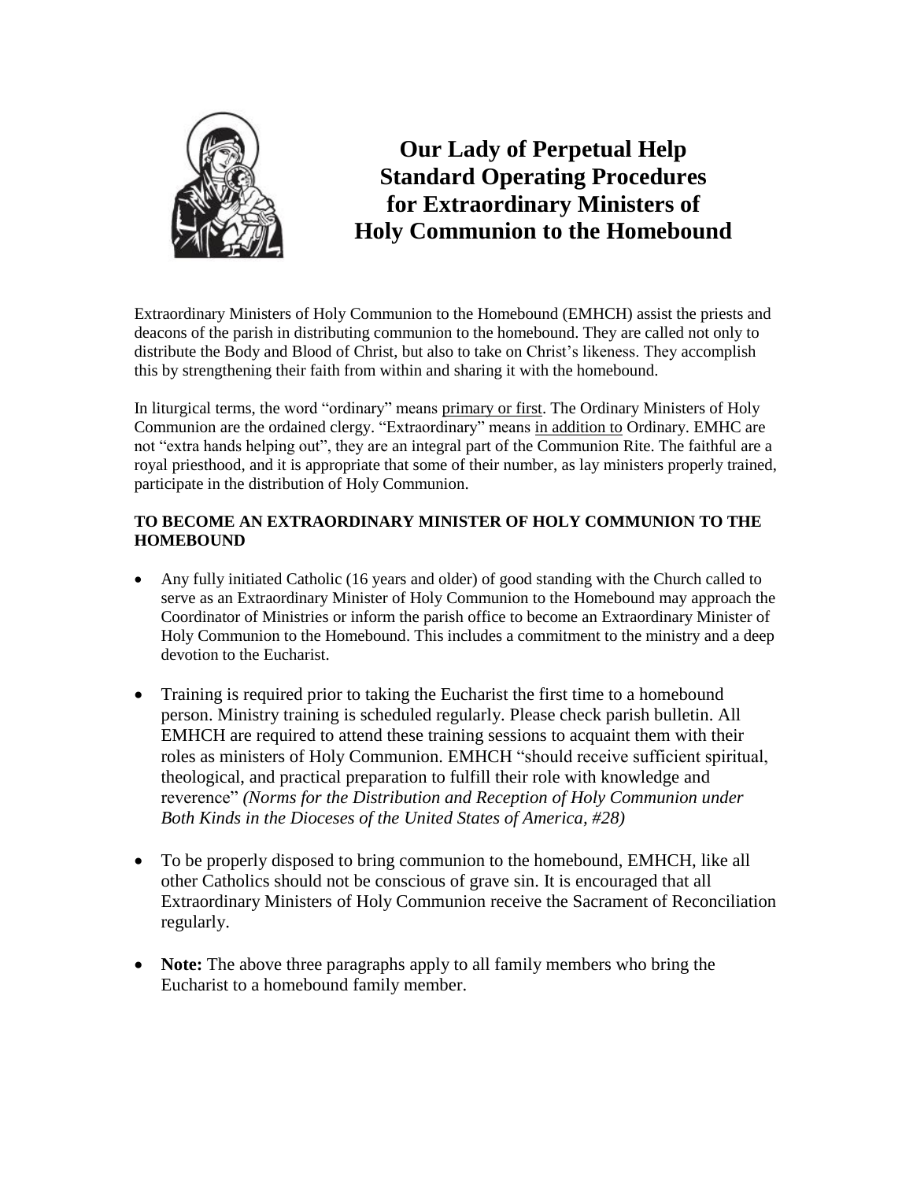# Our Lady of Perpetual Help Standard Operating Procedures for Extraordinary Ministers of Holy Communion to the Homebound

Extraordinary Ministers of Holy Communion to the Homebound (EMHCH) assist the priests and deacons of the parish in distributing communion to the homebound. They are called not only to distribute the Body and Blood of Christ, but also to take on Christ's likeness. They accomplish this by strengthening their faith from within and sharing it with the homebound.

In liturgical terms, the word "ordinary" means primary or first. The Ordinary Ministers of Holy Communion are the ordained clergy. "Extraordinary" means in addition to Ordinary. EMHC are not "extra hands helping out", they are an integral part of the Communion Rite. The faithful are a royal priesthood, and it is appropriate that some of their number, as lay ministers properly trained, participate in the distribution of Holy Communion.

**TO BECOME AN EXTRAORDINARY MINISTER OF HOLY COMMUNION TO THE HOMEBOUND**

- Any fully initiated Catholic (16 years and older) of good standing with the Church called to serve as an Extraordinary Minister of Holy Communion to the Homebound may approach the Coordinator of Ministries or inform the parish office to become an Extraordinary Minister of Holy Communion to the Homebound. This includes a commitment to the ministry and a deep devotion to the Eucharist.

- Training is required prior to taking the Eucharist the first time to a homebound person. Ministry training is scheduled regularly. Please check parish bulletin. All EMHCH are required to attend these training sessions to acquaint them with their roles as ministers of Holy Communion. EMHCH "should receive sufficient spiritual, theological, and practical preparation to fulfill their role with knowledge and reverence" *(Norms for the Distribution and Reception of Holy Communion under Both Kinds in the Dioceses of the United States of America, #28)*

- To be properly disposed to bring communion to the homebound, EMHCH, like all other Catholics should not be conscious of grave sin. It is encouraged that all Extraordinary Ministers of Holy Communion receive the Sacrament of Reconciliation regularly.

- **Note:** The above three paragraphs apply to all family members who bring the Eucharist to a homebound family member.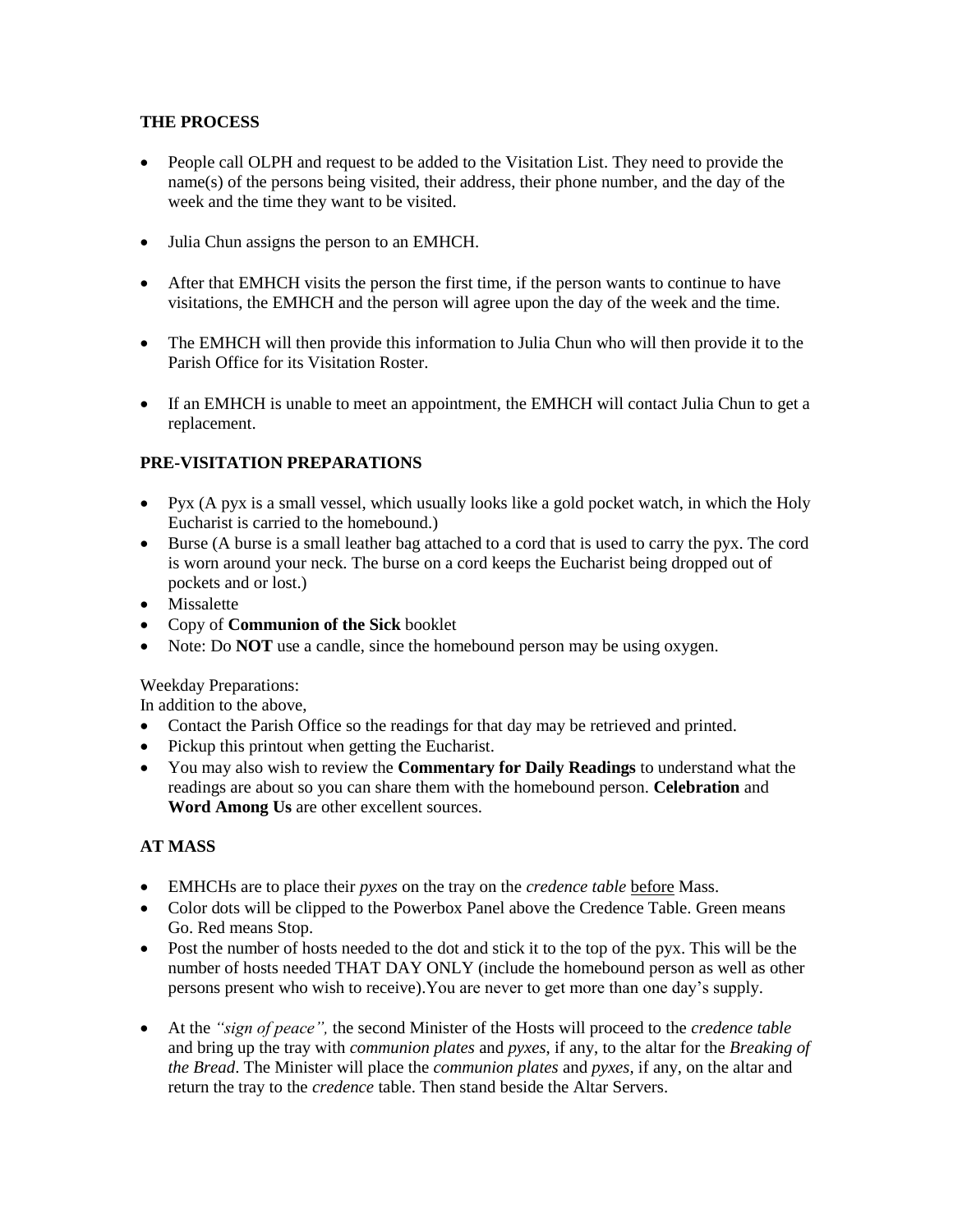## THE PROCESS

- People call OLPH and request to be added to the Visitation List. They need to provide the name(s) of the persons being visited, their address, their phone number, and the day of the week and the time they want to be visited.
- Julia Chun assigns the person to an EMHCH.
- After that EMHCH visits the person the first time, if the person wants to continue to have visitations, the EMHCH and the person will agree upon the day of the week and the time.
- The EMHCH will then provide this information to Julia Chun who will then provide it to the Parish Office for its Visitation Roster.
- If an EMHCH is unable to meet an appointment, the EMHCH will contact Julia Chun to get a replacement.

## PRE-VISITATION PREPARATIONS

- Pyx (A pyx is a small vessel, which usually looks like a gold pocket watch, in which the Holy Eucharist is carried to the homebound.)
- Burse (A burse is a small leather bag attached to a cord that is used to carry the pyx. The cord is worn around your neck. The burse on a cord keeps the Eucharist being dropped out of pockets and or lost.)
- Missalette
- Copy of **Communion of the Sick** booklet
- Note: Do **NOT** use a candle, since the homebound person may be using oxygen.

Weekday Preparations:
In addition to the above,

- Contact the Parish Office so the readings for that day may be retrieved and printed.
- Pickup this printout when getting the Eucharist.
- You may also wish to review the **Commentary for Daily Readings** to understand what the readings are about so you can share them with the homebound person. **Celebration** and **Word Among Us** are other excellent sources.

## AT MASS

- EMHCHs are to place their *pyxes* on the tray on the *credence table* <u>before</u> Mass.
- Color dots will be clipped to the Powerbox Panel above the Credence Table. Green means Go. Red means Stop.
- Post the number of hosts needed to the dot and stick it to the top of the pyx. This will be the number of hosts needed THAT DAY ONLY (include the homebound person as well as other persons present who wish to receive).You are never to get more than one day's supply.
- At the *"sign of peace",* the second Minister of the Hosts will proceed to the *credence table* and bring up the tray with *communion plates* and *pyxes*, if any, to the altar for the *Breaking of the Bread*. The Minister will place the *communion plates* and *pyxes*, if any, on the altar and return the tray to the *credence* table. Then stand beside the Altar Servers.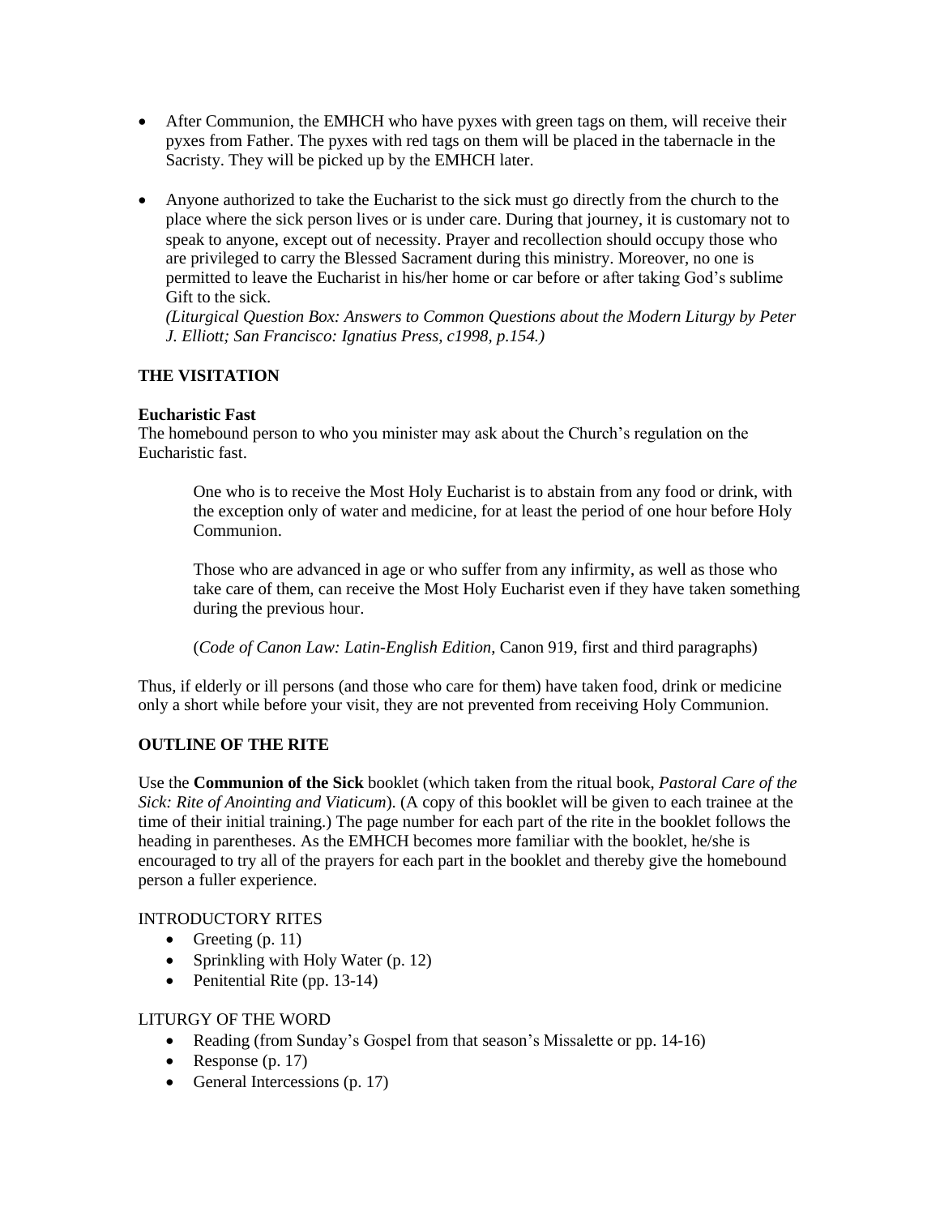- After Communion, the EMHCH who have pyxes with green tags on them, will receive their pyxes from Father. The pyxes with red tags on them will be placed in the tabernacle in the Sacristy. They will be picked up by the EMHCH later.

- Anyone authorized to take the Eucharist to the sick must go directly from the church to the place where the sick person lives or is under care. During that journey, it is customary not to speak to anyone, except out of necessity. Prayer and recollection should occupy those who are privileged to carry the Blessed Sacrament during this ministry. Moreover, no one is permitted to leave the Eucharist in his/her home or car before or after taking God's sublime Gift to the sick.
  *(Liturgical Question Box: Answers to Common Questions about the Modern Liturgy by Peter J. Elliott; San Francisco: Ignatius Press, c1998, p.154.)*

## THE VISITATION

### Eucharistic Fast

The homebound person to who you minister may ask about the Church's regulation on the Eucharistic fast.

> One who is to receive the Most Holy Eucharist is to abstain from any food or drink, with the exception only of water and medicine, for at least the period of one hour before Holy Communion.
>
> Those who are advanced in age or who suffer from any infirmity, as well as those who take care of them, can receive the Most Holy Eucharist even if they have taken something during the previous hour.
>
> (*Code of Canon Law: Latin-English Edition*, Canon 919, first and third paragraphs)

Thus, if elderly or ill persons (and those who care for them) have taken food, drink or medicine only a short while before your visit, they are not prevented from receiving Holy Communion.

## OUTLINE OF THE RITE

Use the **Communion of the Sick** booklet (which taken from the ritual book, *Pastoral Care of the Sick: Rite of Anointing and Viaticum*). (A copy of this booklet will be given to each trainee at the time of their initial training.) The page number for each part of the rite in the booklet follows the heading in parentheses. As the EMHCH becomes more familiar with the booklet, he/she is encouraged to try all of the prayers for each part in the booklet and thereby give the homebound person a fuller experience.

INTRODUCTORY RITES

- Greeting (p. 11)
- Sprinkling with Holy Water (p. 12)
- Penitential Rite (pp. 13-14)

LITURGY OF THE WORD

- Reading (from Sunday's Gospel from that season's Missalette or pp. 14-16)
- Response (p. 17)
- General Intercessions (p. 17)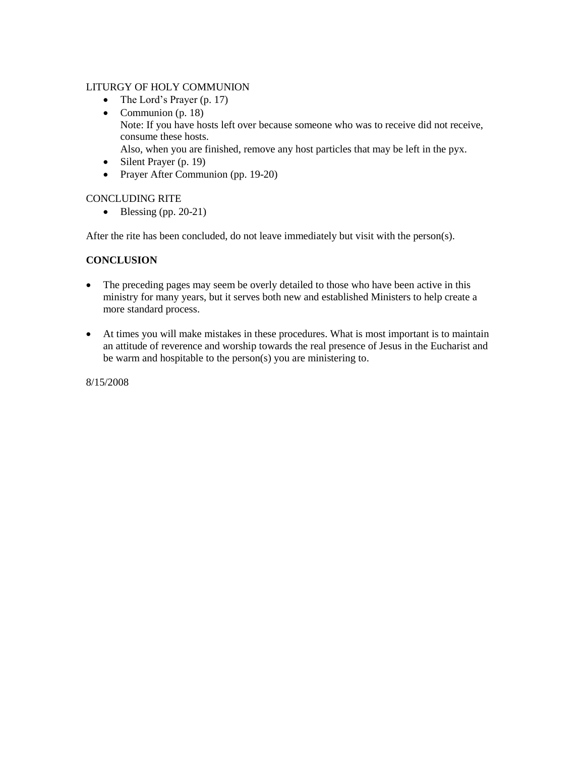LITURGY OF HOLY COMMUNION

- The Lord's Prayer (p. 17)
- Communion (p. 18)
  Note: If you have hosts left over because someone who was to receive did not receive, consume these hosts.
  Also, when you are finished, remove any host particles that may be left in the pyx.
- Silent Prayer (p. 19)
- Prayer After Communion (pp. 19-20)

CONCLUDING RITE

- Blessing (pp. 20-21)

After the rite has been concluded, do not leave immediately but visit with the person(s).

**CONCLUSION**

- The preceding pages may seem be overly detailed to those who have been active in this ministry for many years, but it serves both new and established Ministers to help create a more standard process.

- At times you will make mistakes in these procedures. What is most important is to maintain an attitude of reverence and worship towards the real presence of Jesus in the Eucharist and be warm and hospitable to the person(s) you are ministering to.

8/15/2008